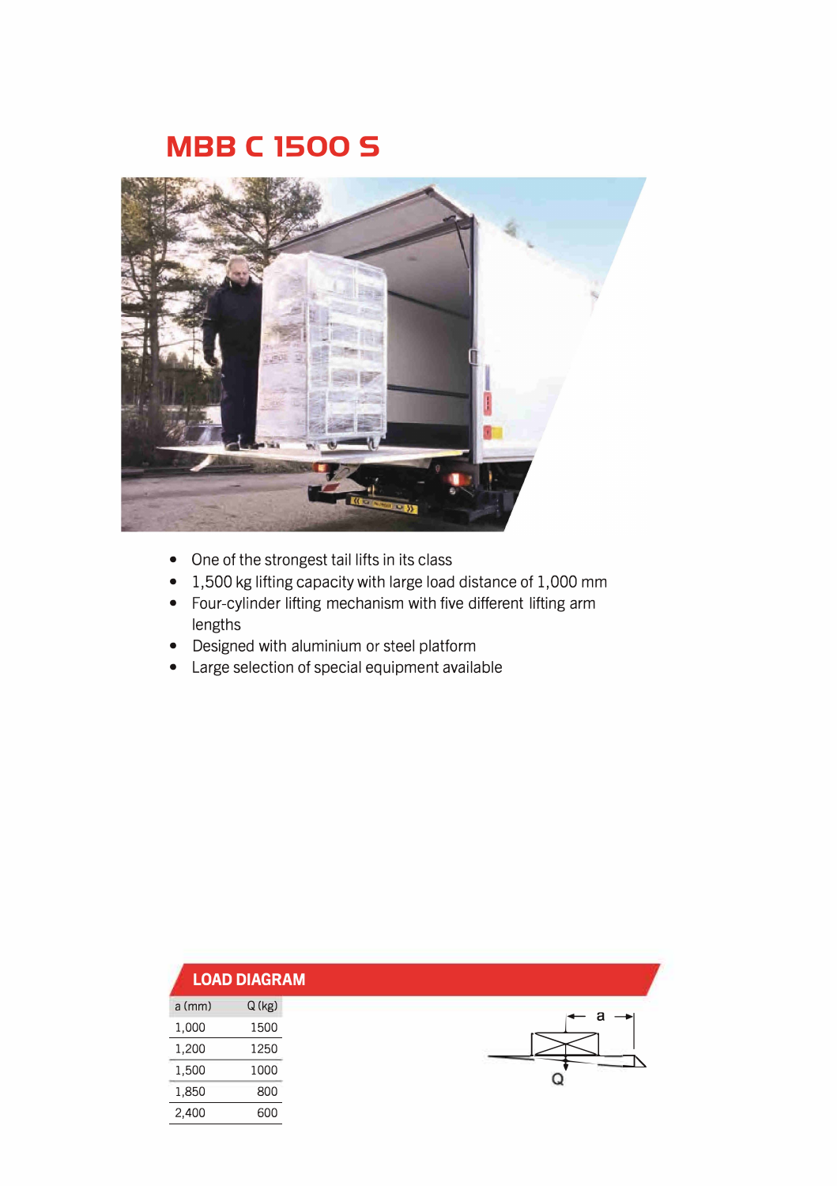# MBB C 1500 S

- One of the strongest tail lifts in its class
- 1,500 kg lifting capacity with large load distance of 1,000 mm
- Four-cylinder lifting mechanism with five different lifting arm lengths
- Designed with aluminium or steel platform
- Large selection of special equipment available

## LOAD DIAGRAM

| a (mm) | Q (kg) |
|---|---|
| 1,000 | 1500 |
| 1,200 | 1250 |
| 1,500 | 1000 |
| 1,850 | 800 |
| 2,400 | 600 |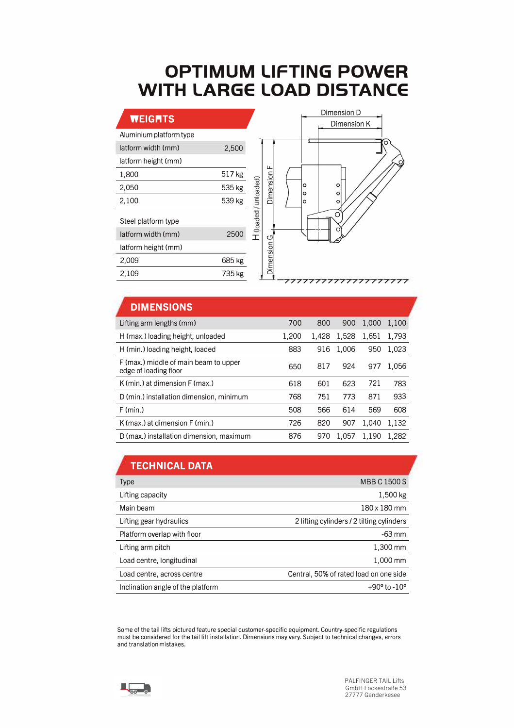# OPTIMUM LIFTING POWER WITH LARGE LOAD DISTANCE

## WEIGHTS

| Aluminium platform type | |
|---|---|
| latform width (mm) | 2,500 |
| latform height (mm) | |
| 1,800 | 517 kg |
| 2,050 | 535 kg |
| 2,100 | 539 kg |

| Steel platform type | |
|---|---|
| latform width (mm) | 2500 |
| latform height (mm) | |
| 2,009 | 685 kg |
| 2,109 | 735 kg |

Dimension D
Dimension K
Dimension F
H (loaded / unloaded)
Dimension G

## DIMENSIONS

| Lifting arm lengths (mm) | 700 | 800 | 900 | 1,000 | 1,100 |
|---|---|---|---|---|---|
| H (max.) loading height, unloaded | 1,200 | 1,428 | 1,528 | 1,651 | 1,793 |
| H (min.) loading height, loaded | 883 | 916 | 1,006 | 950 | 1,023 |
| F (max.) middle of main beam to upper edge of loading floor | 650 | 817 | 924 | 977 | 1,056 |
| K (min.) at dimension F (max.) | 618 | 601 | 623 | 721 | 783 |
| D (min.) installation dimension, minimum | 768 | 751 | 773 | 871 | 933 |
| F (min.) | 508 | 566 | 614 | 569 | 608 |
| K (max.) at dimension F (min.) | 726 | 820 | 907 | 1,040 | 1,132 |
| D (max.) installation dimension, maximum | 876 | 970 | 1,057 | 1,190 | 1,282 |

## TECHNICAL DATA

| Type | MBB C 1500 S |
|---|---|
| Lifting capacity | 1,500 kg |
| Main beam | 180 x 180 mm |
| Lifting gear hydraulics | 2 lifting cylinders / 2 tilting cylinders |
| Platform overlap with floor | -63 mm |
| Lifting arm pitch | 1,300 mm |
| Load centre, longitudinal | 1,000 mm |
| Load centre, across centre | Central, 50% of rated load on one side |
| Inclination angle of the platform | +90° to -10° |

Some of the tail lifts pictured feature special customer-specific equipment. Country-specific regulations must be considered for the tail lift installation. Dimensions may vary. Subject to technical changes, errors and translation mistakes.

PALFINGER TAIL Lifts
GmbH Fockestraße 53
27777 Ganderkesee